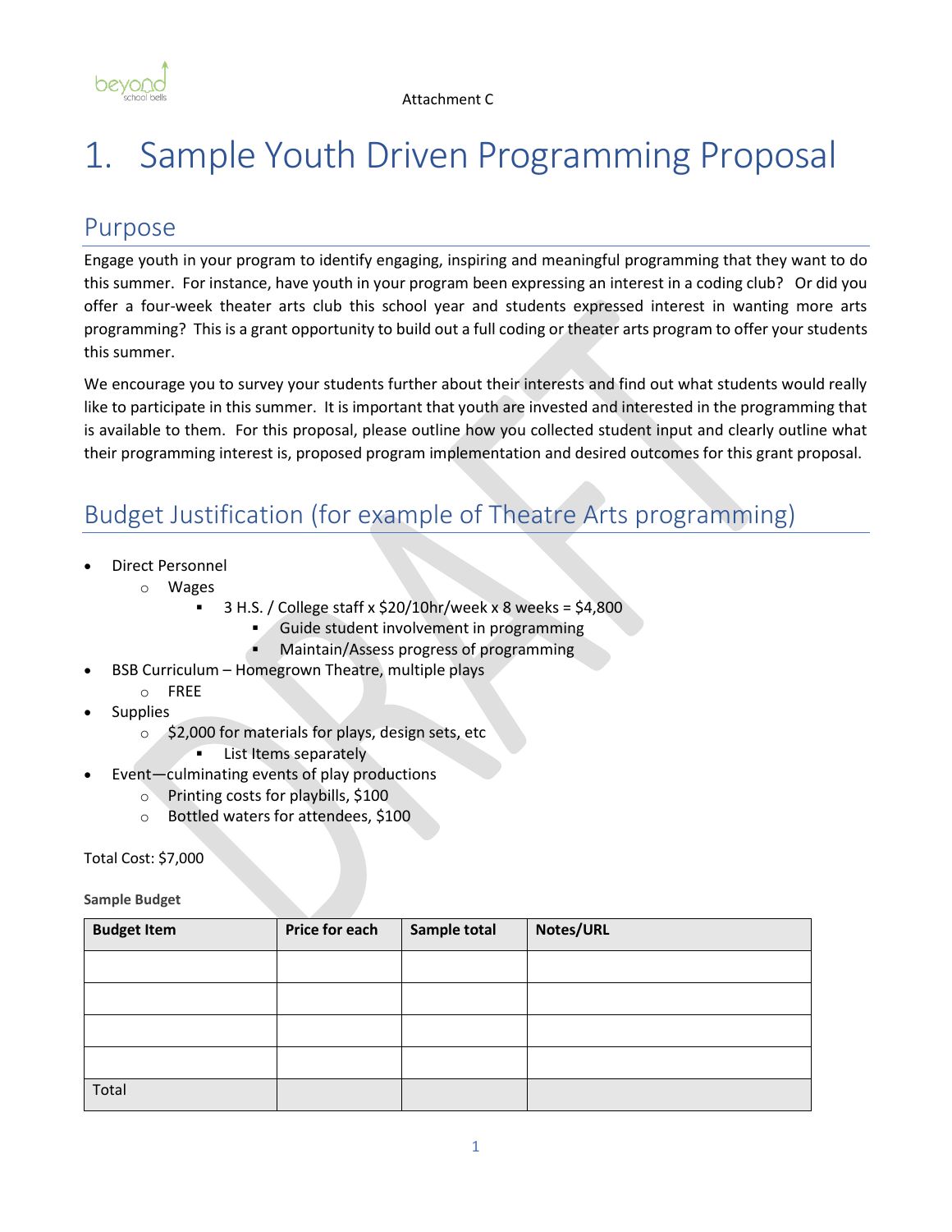Attachment C

# 1. Sample Youth Driven Programming Proposal

## Purpose

Engage youth in your program to identify engaging, inspiring and meaningful programming that they want to do this summer. For instance, have youth in your program been expressing an interest in a coding club? Or did you offer a four-week theater arts club this school year and students expressed interest in wanting more arts programming? This is a grant opportunity to build out a full coding or theater arts program to offer your students this summer.

We encourage you to survey your students further about their interests and find out what students would really like to participate in this summer. It is important that youth are invested and interested in the programming that is available to them. For this proposal, please outline how you collected student input and clearly outline what their programming interest is, proposed program implementation and desired outcomes for this grant proposal.

## Budget Justification (for example of Theatre Arts programming)

- Direct Personnel
  - Wages
    - 3 H.S. / College staff x $20/10hr/week x 8 weeks = $4,800
      - Guide student involvement in programming
      - Maintain/Assess progress of programming
- BSB Curriculum – Homegrown Theatre, multiple plays
  - FREE
- Supplies
  - $2,000 for materials for plays, design sets, etc
    - List Items separately
- Event—culminating events of play productions
  - Printing costs for playbills, $100
  - Bottled waters for attendees, $100

Total Cost: $7,000

**Sample Budget**

| Budget Item | Price for each | Sample total | Notes/URL |
|---|---|---|---|
| | | | |
| | | | |
| | | | |
| | | | |
| Total | | | |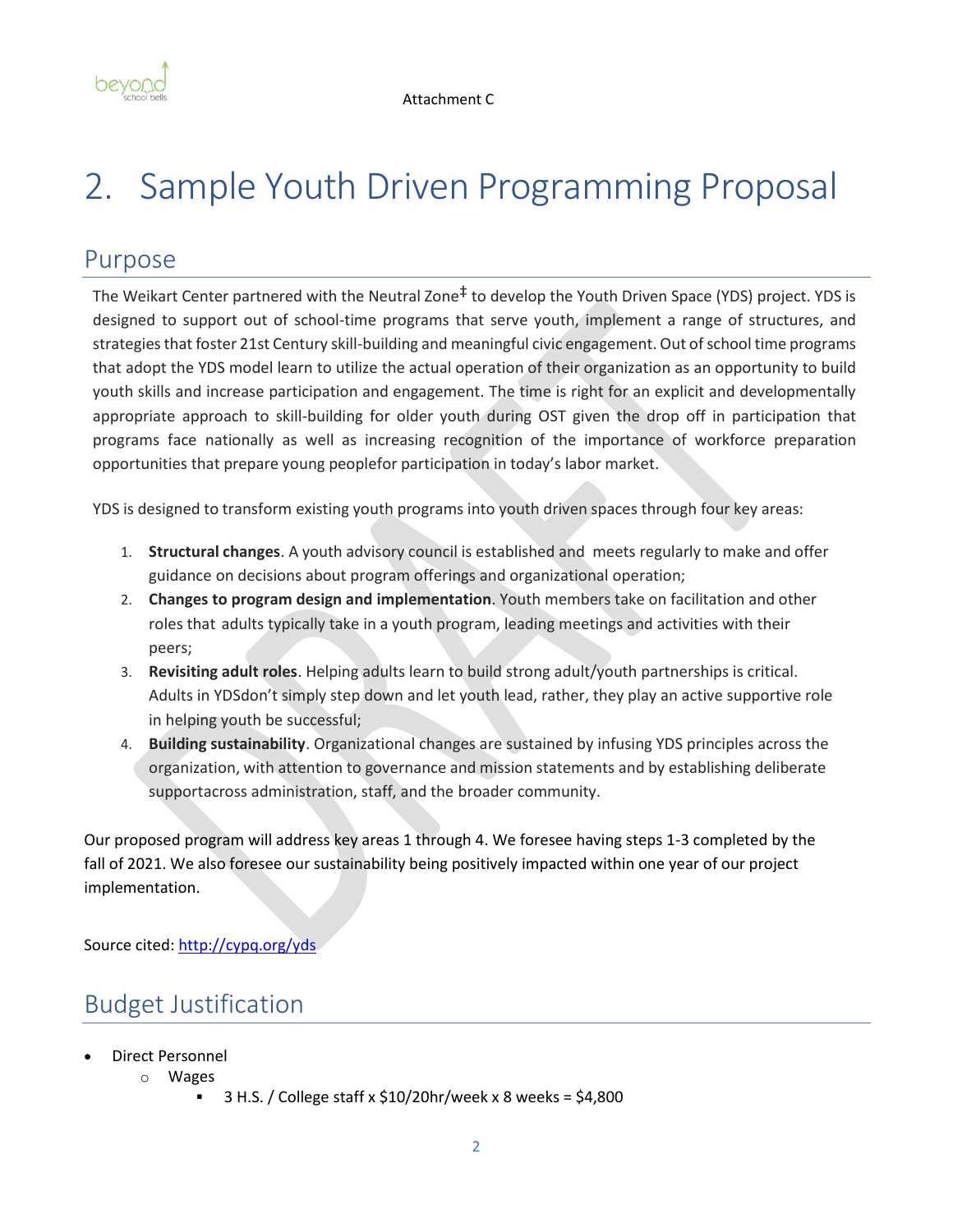Attachment C

# 2. Sample Youth Driven Programming Proposal

## Purpose

The Weikart Center partnered with the Neutral Zone‡ to develop the Youth Driven Space (YDS) project. YDS is designed to support out of school-time programs that serve youth, implement a range of structures, and strategies that foster 21st Century skill-building and meaningful civic engagement. Out of school time programs that adopt the YDS model learn to utilize the actual operation of their organization as an opportunity to build youth skills and increase participation and engagement. The time is right for an explicit and developmentally appropriate approach to skill-building for older youth during OST given the drop off in participation that programs face nationally as well as increasing recognition of the importance of workforce preparation opportunities that prepare young peoplefor participation in today's labor market.

YDS is designed to transform existing youth programs into youth driven spaces through four key areas:

1. **Structural changes**. A youth advisory council is established and meets regularly to make and offer guidance on decisions about program offerings and organizational operation;
2. **Changes to program design and implementation**. Youth members take on facilitation and other roles that adults typically take in a youth program, leading meetings and activities with their peers;
3. **Revisiting adult roles**. Helping adults learn to build strong adult/youth partnerships is critical. Adults in YDSdon't simply step down and let youth lead, rather, they play an active supportive role in helping youth be successful;
4. **Building sustainability**. Organizational changes are sustained by infusing YDS principles across the organization, with attention to governance and mission statements and by establishing deliberate supportacross administration, staff, and the broader community.

Our proposed program will address key areas 1 through 4. We foresee having steps 1-3 completed by the fall of 2021. We also foresee our sustainability being positively impacted within one year of our project implementation.

Source cited: http://cypq.org/yds

## Budget Justification

- Direct Personnel
  - Wages
    - 3 H.S. / College staff x $10/20hr/week x 8 weeks = $4,800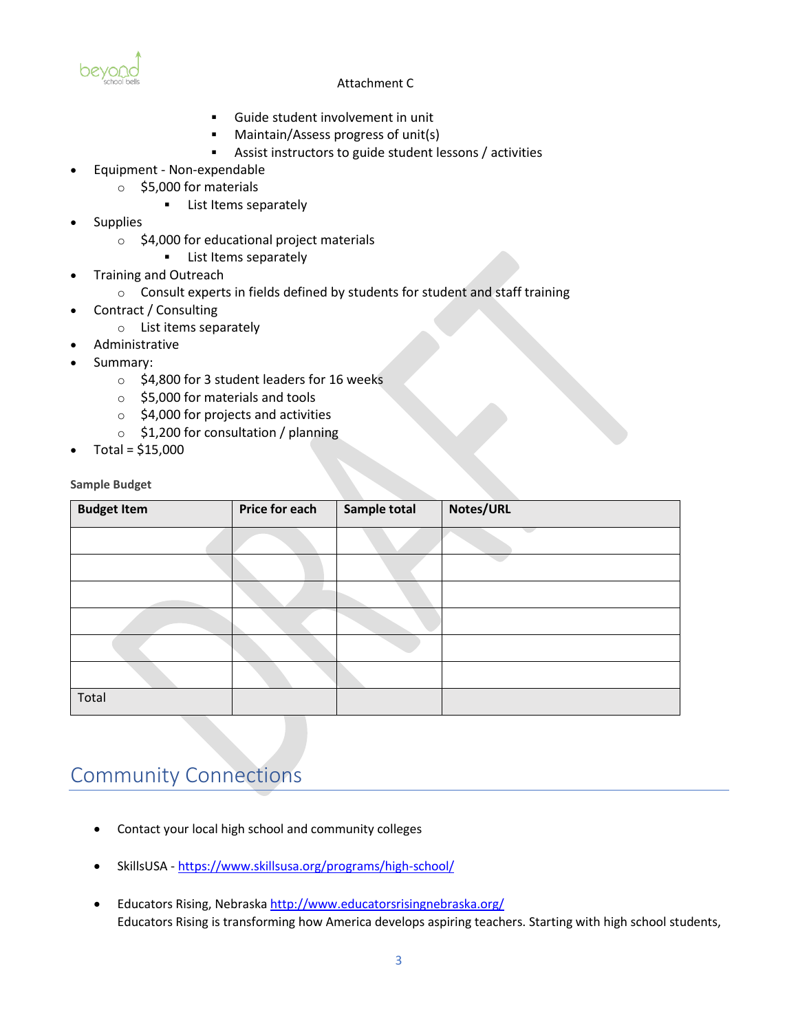Attachment C

        - Guide student involvement in unit
        - Maintain/Assess progress of unit(s)
        - Assist instructors to guide student lessons / activities

- Equipment - Non-expendable
    - $5,000 for materials
        - List Items separately
- Supplies
    - $4,000 for educational project materials
        - List Items separately
- Training and Outreach
    - Consult experts in fields defined by students for student and staff training
- Contract / Consulting
    - List items separately
- Administrative
- Summary:
    - $4,800 for 3 student leaders for 16 weeks
    - $5,000 for materials and tools
    - $4,000 for projects and activities
    - $1,200 for consultation / planning
- Total = $15,000

**Sample Budget**

| Budget Item | Price for each | Sample total | Notes/URL |
|---|---|---|---|
| | | | |
| | | | |
| | | | |
| | | | |
| | | | |
| | | | |
| Total | | | |

## Community Connections

- Contact your local high school and community colleges
- SkillsUSA - https://www.skillsusa.org/programs/high-school/
- Educators Rising, Nebraska http://www.educatorsrisingnebraska.org/
  Educators Rising is transforming how America develops aspiring teachers. Starting with high school students,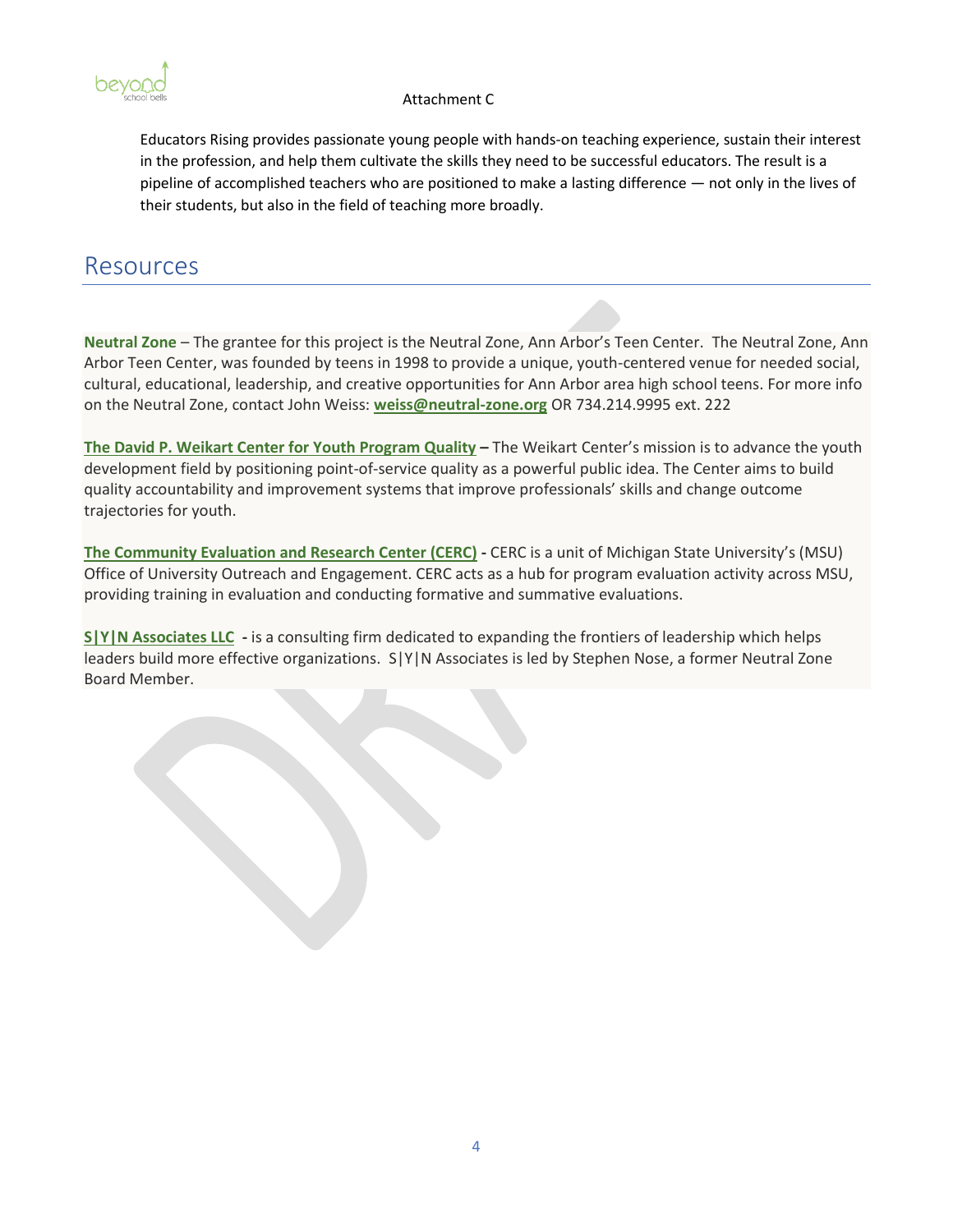Educators Rising provides passionate young people with hands-on teaching experience, sustain their interest in the profession, and help them cultivate the skills they need to be successful educators. The result is a pipeline of accomplished teachers who are positioned to make a lasting difference — not only in the lives of their students, but also in the field of teaching more broadly.

# Resources

**Neutral Zone** – The grantee for this project is the Neutral Zone, Ann Arbor's Teen Center. The Neutral Zone, Ann Arbor Teen Center, was founded by teens in 1998 to provide a unique, youth-centered venue for needed social, cultural, educational, leadership, and creative opportunities for Ann Arbor area high school teens. For more info on the Neutral Zone, contact John Weiss: **weiss@neutral-zone.org** OR 734.214.9995 ext. 222

**The David P. Weikart Center for Youth Program Quality –** The Weikart Center's mission is to advance the youth development field by positioning point-of-service quality as a powerful public idea. The Center aims to build quality accountability and improvement systems that improve professionals' skills and change outcome trajectories for youth.

**The Community Evaluation and Research Center (CERC) -** CERC is a unit of Michigan State University's (MSU) Office of University Outreach and Engagement. CERC acts as a hub for program evaluation activity across MSU, providing training in evaluation and conducting formative and summative evaluations.

**S|Y|N Associates LLC -** is a consulting firm dedicated to expanding the frontiers of leadership which helps leaders build more effective organizations. S|Y|N Associates is led by Stephen Nose, a former Neutral Zone Board Member.